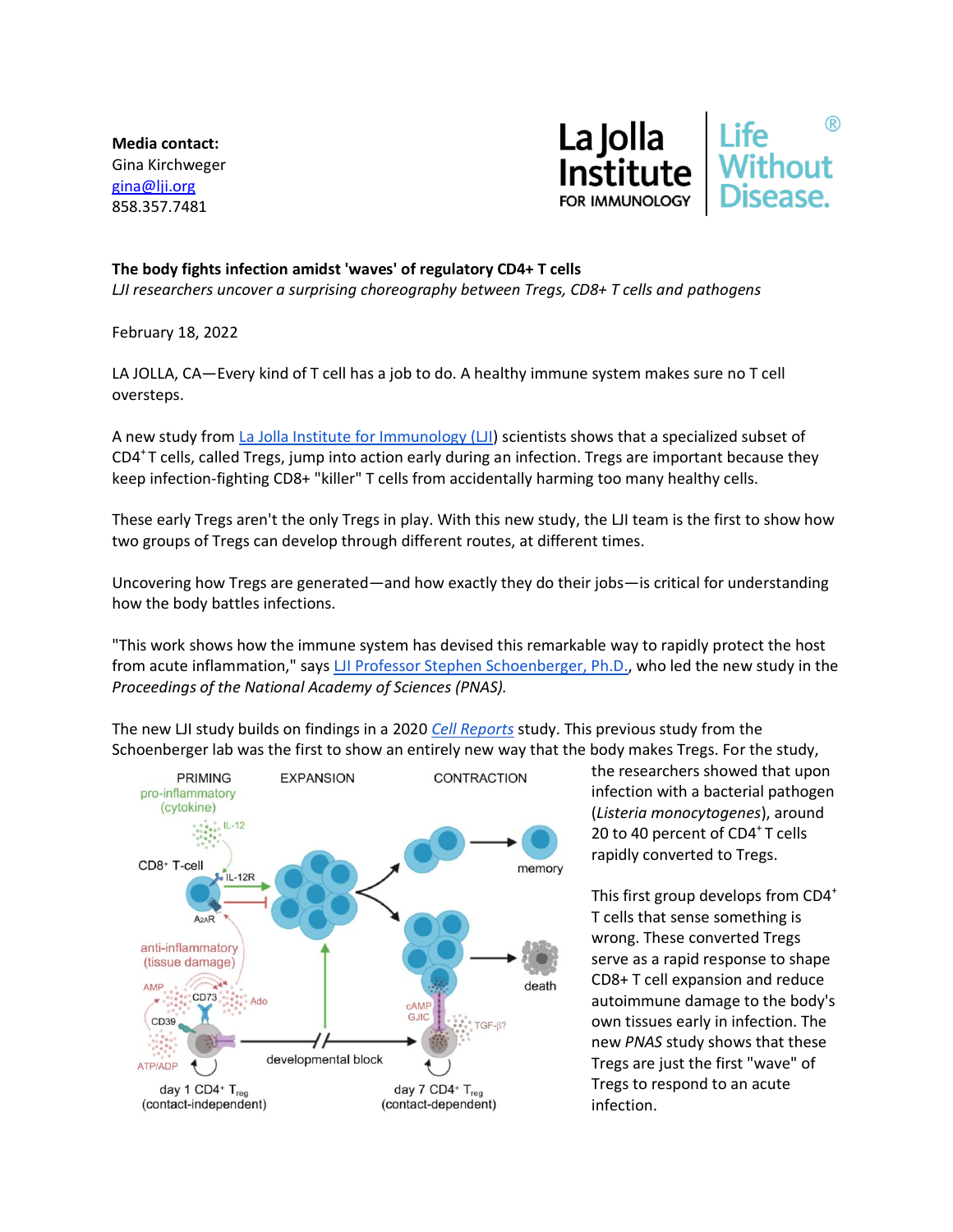**Media contact:**
Gina Kirchweger
gina@lji.org
858.357.7481

La Jolla Institute FOR IMMUNOLOGY | Life Without Disease.®

**The body fights infection amidst 'waves' of regulatory CD4+ T cells**
*LJI researchers uncover a surprising choreography between Tregs, CD8+ T cells and pathogens*

February 18, 2022

LA JOLLA, CA—Every kind of T cell has a job to do. A healthy immune system makes sure no T cell oversteps.

A new study from La Jolla Institute for Immunology (LJI) scientists shows that a specialized subset of $CD4^+$ T cells, called Tregs, jump into action early during an infection. Tregs are important because they keep infection-fighting CD8+ "killer" T cells from accidentally harming too many healthy cells.

These early Tregs aren't the only Tregs in play. With this new study, the LJI team is the first to show how two groups of Tregs can develop through different routes, at different times.

Uncovering how Tregs are generated—and how exactly they do their jobs—is critical for understanding how the body battles infections.

"This work shows how the immune system has devised this remarkable way to rapidly protect the host from acute inflammation," says LJI Professor Stephen Schoenberger, Ph.D., who led the new study in the *Proceedings of the National Academy of Sciences (PNAS).*

The new LJI study builds on findings in a 2020 *Cell Reports* study. This previous study from the Schoenberger lab was the first to show an entirely new way that the body makes Tregs. For the study, the researchers showed that upon infection with a bacterial pathogen (*Listeria monocytogenes*), around 20 to 40 percent of $CD4^+$ T cells rapidly converted to Tregs.

This first group develops from $CD4^+$ T cells that sense something is wrong. These converted Tregs serve as a rapid response to shape CD8+ T cell expansion and reduce autoimmune damage to the body's own tissues early in infection. The new *PNAS* study shows that these Tregs are just the first "wave" of Tregs to respond to an acute infection.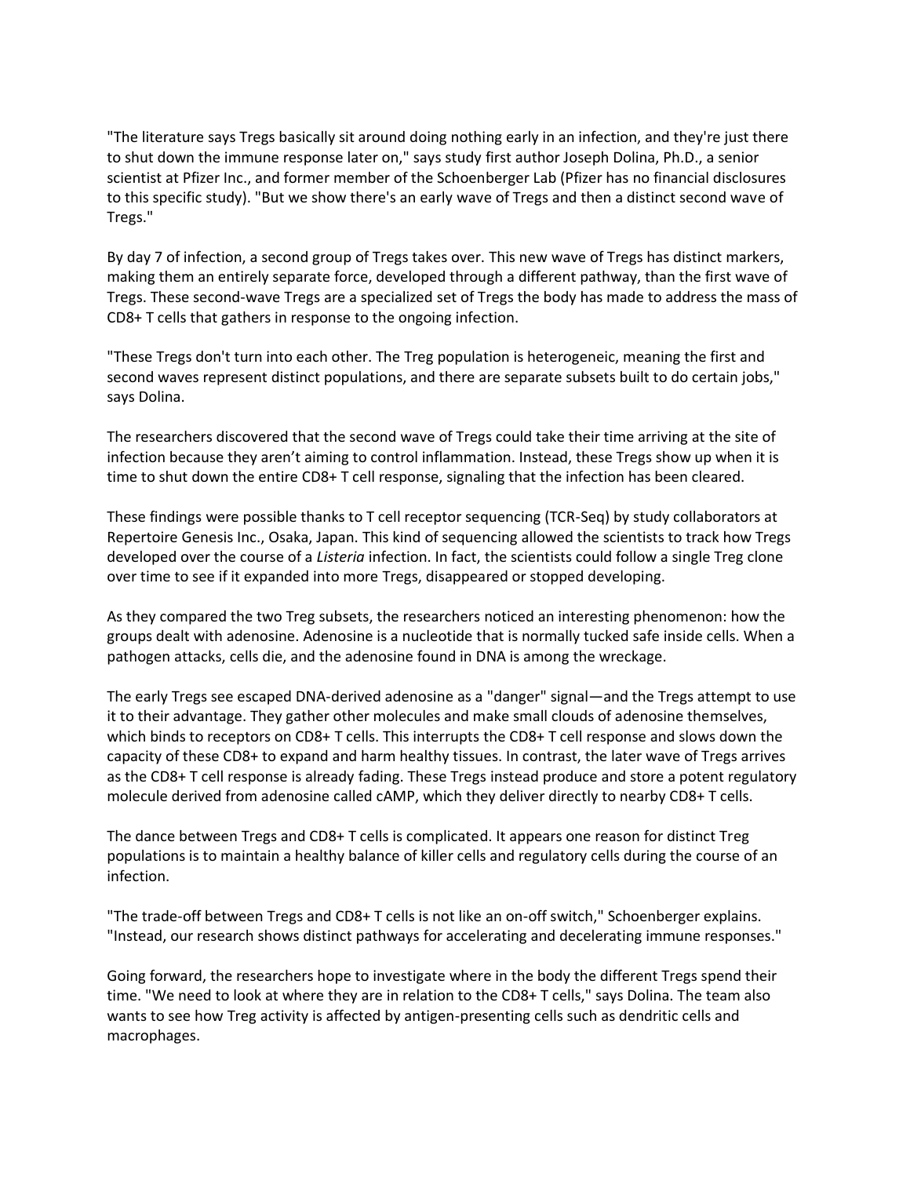"The literature says Tregs basically sit around doing nothing early in an infection, and they're just there to shut down the immune response later on," says study first author Joseph Dolina, Ph.D., a senior scientist at Pfizer Inc., and former member of the Schoenberger Lab (Pfizer has no financial disclosures to this specific study). "But we show there's an early wave of Tregs and then a distinct second wave of Tregs."

By day 7 of infection, a second group of Tregs takes over. This new wave of Tregs has distinct markers, making them an entirely separate force, developed through a different pathway, than the first wave of Tregs. These second-wave Tregs are a specialized set of Tregs the body has made to address the mass of CD8+ T cells that gathers in response to the ongoing infection.

"These Tregs don't turn into each other. The Treg population is heterogeneic, meaning the first and second waves represent distinct populations, and there are separate subsets built to do certain jobs," says Dolina.

The researchers discovered that the second wave of Tregs could take their time arriving at the site of infection because they aren't aiming to control inflammation. Instead, these Tregs show up when it is time to shut down the entire CD8+ T cell response, signaling that the infection has been cleared.

These findings were possible thanks to T cell receptor sequencing (TCR-Seq) by study collaborators at Repertoire Genesis Inc., Osaka, Japan. This kind of sequencing allowed the scientists to track how Tregs developed over the course of a *Listeria* infection. In fact, the scientists could follow a single Treg clone over time to see if it expanded into more Tregs, disappeared or stopped developing.

As they compared the two Treg subsets, the researchers noticed an interesting phenomenon: how the groups dealt with adenosine. Adenosine is a nucleotide that is normally tucked safe inside cells. When a pathogen attacks, cells die, and the adenosine found in DNA is among the wreckage.

The early Tregs see escaped DNA-derived adenosine as a "danger" signal—and the Tregs attempt to use it to their advantage. They gather other molecules and make small clouds of adenosine themselves, which binds to receptors on CD8+ T cells. This interrupts the CD8+ T cell response and slows down the capacity of these CD8+ to expand and harm healthy tissues. In contrast, the later wave of Tregs arrives as the CD8+ T cell response is already fading. These Tregs instead produce and store a potent regulatory molecule derived from adenosine called cAMP, which they deliver directly to nearby CD8+ T cells.

The dance between Tregs and CD8+ T cells is complicated. It appears one reason for distinct Treg populations is to maintain a healthy balance of killer cells and regulatory cells during the course of an infection.

"The trade-off between Tregs and CD8+ T cells is not like an on-off switch," Schoenberger explains. "Instead, our research shows distinct pathways for accelerating and decelerating immune responses."

Going forward, the researchers hope to investigate where in the body the different Tregs spend their time. "We need to look at where they are in relation to the CD8+ T cells," says Dolina. The team also wants to see how Treg activity is affected by antigen-presenting cells such as dendritic cells and macrophages.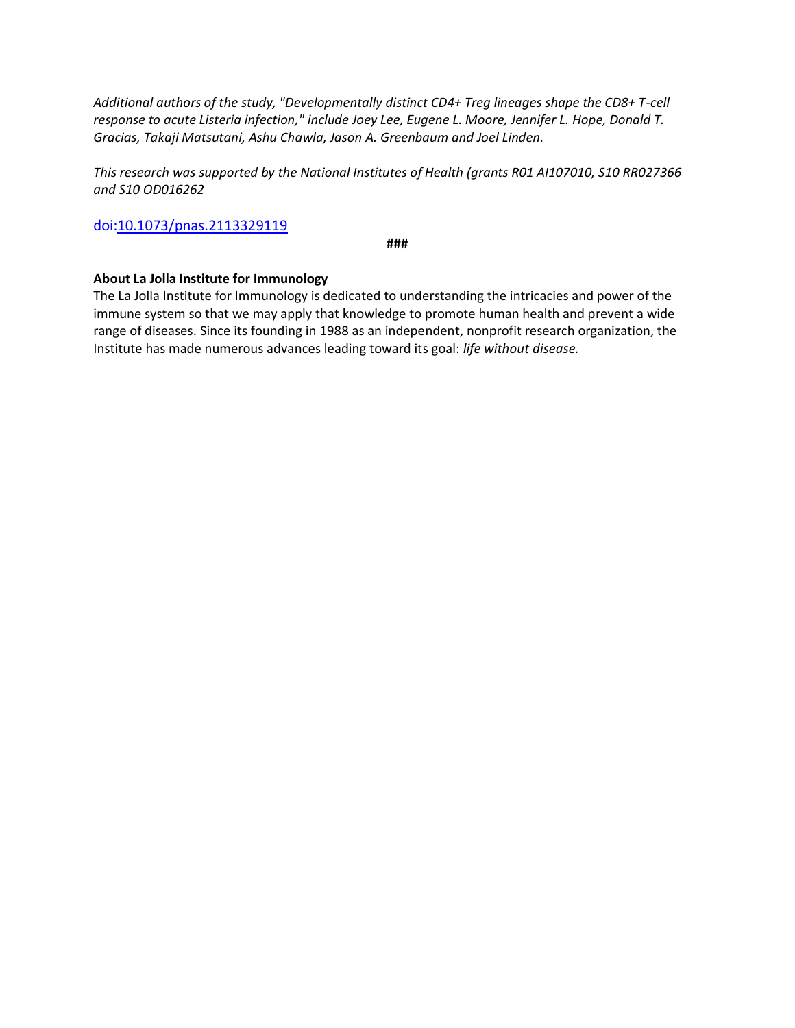*Additional authors of the study, "Developmentally distinct CD4+ Treg lineages shape the CD8+ T-cell response to acute Listeria infection," include Joey Lee, Eugene L. Moore, Jennifer L. Hope, Donald T. Gracias, Takaji Matsutani, Ashu Chawla, Jason A. Greenbaum and Joel Linden.*

*This research was supported by the National Institutes of Health (grants R01 AI107010, S10 RR027366 and S10 OD016262*

doi:[10.1073/pnas.2113329119](https://doi.org/10.1073/pnas.2113329119)

**###**

**About La Jolla Institute for Immunology**

The La Jolla Institute for Immunology is dedicated to understanding the intricacies and power of the immune system so that we may apply that knowledge to promote human health and prevent a wide range of diseases. Since its founding in 1988 as an independent, nonprofit research organization, the Institute has made numerous advances leading toward its goal: *life without disease.*